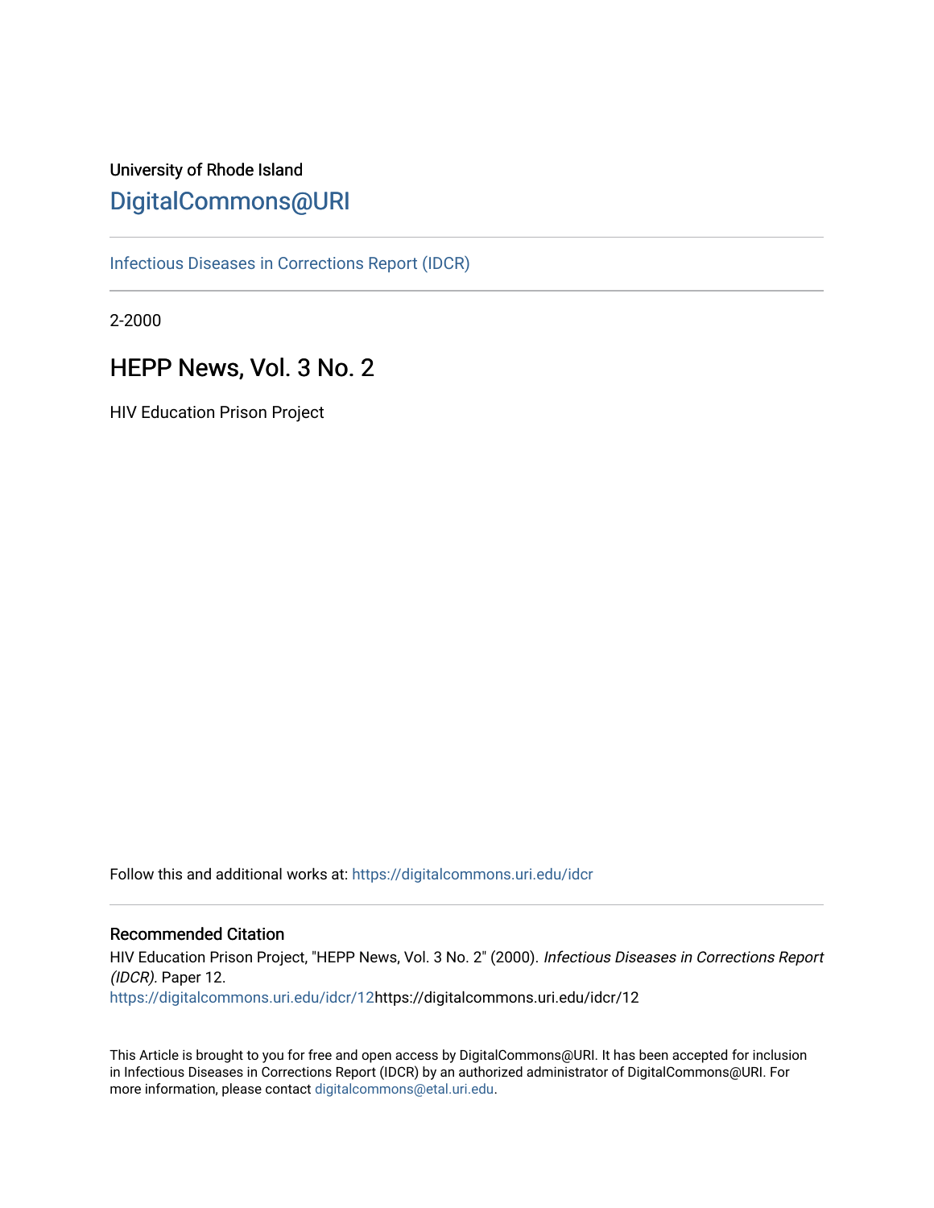University of Rhode Island

# DigitalCommons@URI

Infectious Diseases in Corrections Report (IDCR)

2-2000

## HEPP News, Vol. 3 No. 2

HIV Education Prison Project

Follow this and additional works at: https://digitalcommons.uri.edu/idcr

### Recommended Citation

HIV Education Prison Project, "HEPP News, Vol. 3 No. 2" (2000). *Infectious Diseases in Corrections Report (IDCR)*. Paper 12.
https://digitalcommons.uri.edu/idcr/12https://digitalcommons.uri.edu/idcr/12

This Article is brought to you for free and open access by DigitalCommons@URI. It has been accepted for inclusion in Infectious Diseases in Corrections Report (IDCR) by an authorized administrator of DigitalCommons@URI. For more information, please contact digitalcommons@etal.uri.edu.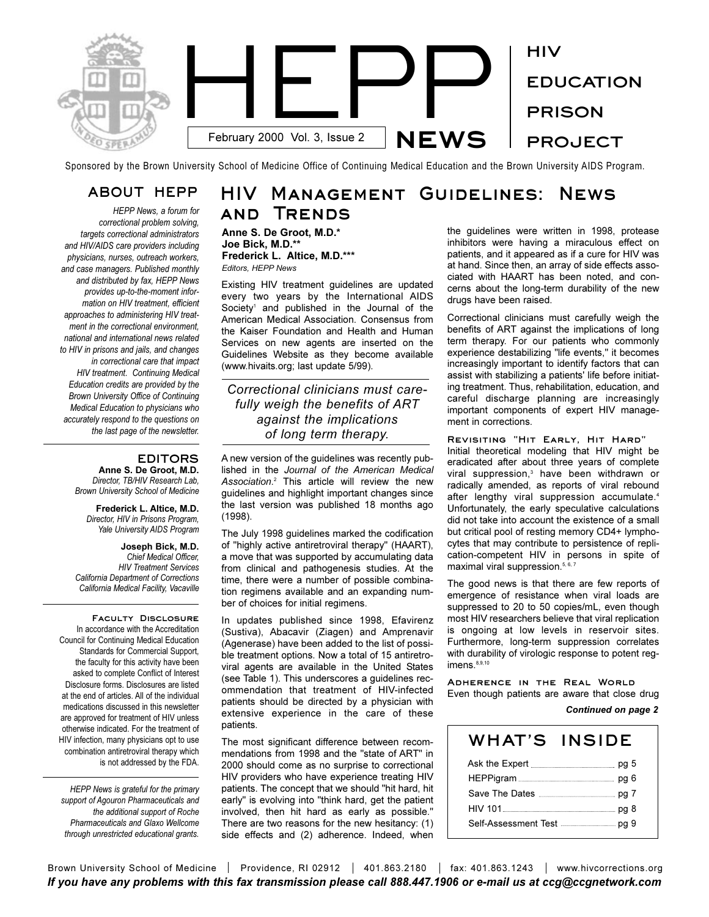# HEPP NEWS

HIV EDUCATION PRISON PROJECT

February 2000 Vol. 3, Issue 2

Sponsored by the Brown University School of Medicine Office of Continuing Medical Education and the Brown University AIDS Program.

## ABOUT HEPP

*HEPP News, a forum for correctional problem solving, targets correctional administrators and HIV/AIDS care providers including physicians, nurses, outreach workers, and case managers. Published monthly and distributed by fax, HEPP News provides up-to-the-moment information on HIV treatment, efficient approaches to administering HIV treatment in the correctional environment, national and international news related to HIV in prisons and jails, and changes in correctional care that impact HIV treatment. Continuing Medical Education credits are provided by the Brown University Office of Continuing Medical Education to physicians who accurately respond to the questions on the last page of the newsletter.*

## EDITORS

**Anne S. De Groot, M.D.**
*Director, TB/HIV Research Lab, Brown University School of Medicine*

**Frederick L. Altice, M.D.**
*Director, HIV in Prisons Program, Yale University AIDS Program*

**Joseph Bick, M.D.**
*Chief Medical Officer, HIV Treatment Services California Department of Corrections California Medical Facility, Vacaville*

### Faculty Disclosure

In accordance with the Accreditation Council for Continuing Medical Education Standards for Commercial Support, the faculty for this activity have been asked to complete Conflict of Interest Disclosure forms. Disclosures are listed at the end of articles. All of the individual medications discussed in this newsletter are approved for treatment of HIV unless otherwise indicated. For the treatment of HIV infection, many physicians opt to use combination antiretroviral therapy which is not addressed by the FDA.

*HEPP News is grateful for the primary support of Agouron Pharmaceuticals and the additional support of Roche Pharmaceuticals and Glaxo Wellcome through unrestricted educational grants.*

# HIV Management Guidelines: News and Trends

**Anne S. De Groot, M.D.***
**Joe Bick, M.D.****
**Frederick L. Altice, M.D.*****
*Editors, HEPP News*

Existing HIV treatment guidelines are updated every two years by the International AIDS Society[1] and published in the Journal of the American Medical Association. Consensus from the Kaiser Foundation and Health and Human Services on new agents are inserted on the Guidelines Website as they become available (www.hivaits.org; last update 5/99).

> *Correctional clinicians must carefully weigh the benefits of ART against the implications of long term therapy.*

A new version of the guidelines was recently published in the *Journal of the American Medical Association.*[2] This article will review the new guidelines and highlight important changes since the last version was published 18 months ago (1998).

The July 1998 guidelines marked the codification of "highly active antiretroviral therapy" (HAART), a move that was supported by accumulating data from clinical and pathogenesis studies. At the time, there were a number of possible combination regimens available and an expanding number of choices for initial regimens.

In updates published since 1998, Efavirenz (Sustiva), Abacavir (Ziagen) and Amprenavir (Agenerase) have been added to the list of possible treatment options. Now a total of 15 antiretroviral agents are available in the United States (see Table 1). This underscores a guidelines recommendation that treatment of HIV-infected patients should be directed by a physician with extensive experience in the care of these patients.

The most significant difference between recommendations from 1998 and the "state of ART" in 2000 should come as no surprise to correctional HIV providers who have experience treating HIV patients. The concept that we should "hit hard, hit early" is evolving into "think hard, get the patient involved, then hit hard as early as possible." There are two reasons for the new hesitancy: (1) side effects and (2) adherence. Indeed, when the guidelines were written in 1998, protease inhibitors were having a miraculous effect on patients, and it appeared as if a cure for HIV was at hand. Since then, an array of side effects associated with HAART has been noted, and concerns about the long-term durability of the new drugs have been raised.

Correctional clinicians must carefully weigh the benefits of ART against the implications of long term therapy. For our patients who commonly experience destabilizing "life events," it becomes increasingly important to identify factors that can assist with stabilizing a patients' life before initiating treatment. Thus, rehabilitation, education, and careful discharge planning are increasingly important components of expert HIV management in corrections.

### Revisiting "Hit Early, Hit Hard"

Initial theoretical modeling that HIV might be eradicated after about three years of complete viral suppression,[3] have been withdrawn or radically amended, as reports of viral rebound after lengthy viral suppression accumulate.[4] Unfortunately, the early speculative calculations did not take into account the existence of a small but critical pool of resting memory CD4+ lymphocytes that may contribute to persistence of replication-competent HIV in persons in spite of maximal viral suppression.[5, 6, 7]

The good news is that there are few reports of emergence of resistance when viral loads are suppressed to 20 to 50 copies/mL, even though most HIV researchers believe that viral replication is ongoing at low levels in reservoir sites. Furthermore, long-term suppression correlates with durability of virologic response to potent regimens.[8,9,10]

### Adherence in the Real World

Even though patients are aware that close drug

***Continued on page 2***

## WHAT'S INSIDE

| | |
|---|---|
| Ask the Expert | pg 5 |
| HEPPigram | pg 6 |
| Save The Dates | pg 7 |
| HIV 101 | pg 8 |
| Self-Assessment Test | pg 9 |

Brown University School of Medicine | Providence, RI 02912 | 401.863.2180 | fax: 401.863.1243 | www.hivcorrections.org

***If you have any problems with this fax transmission please call 888.447.1906 or e-mail us at ccg@ccgnetwork.com***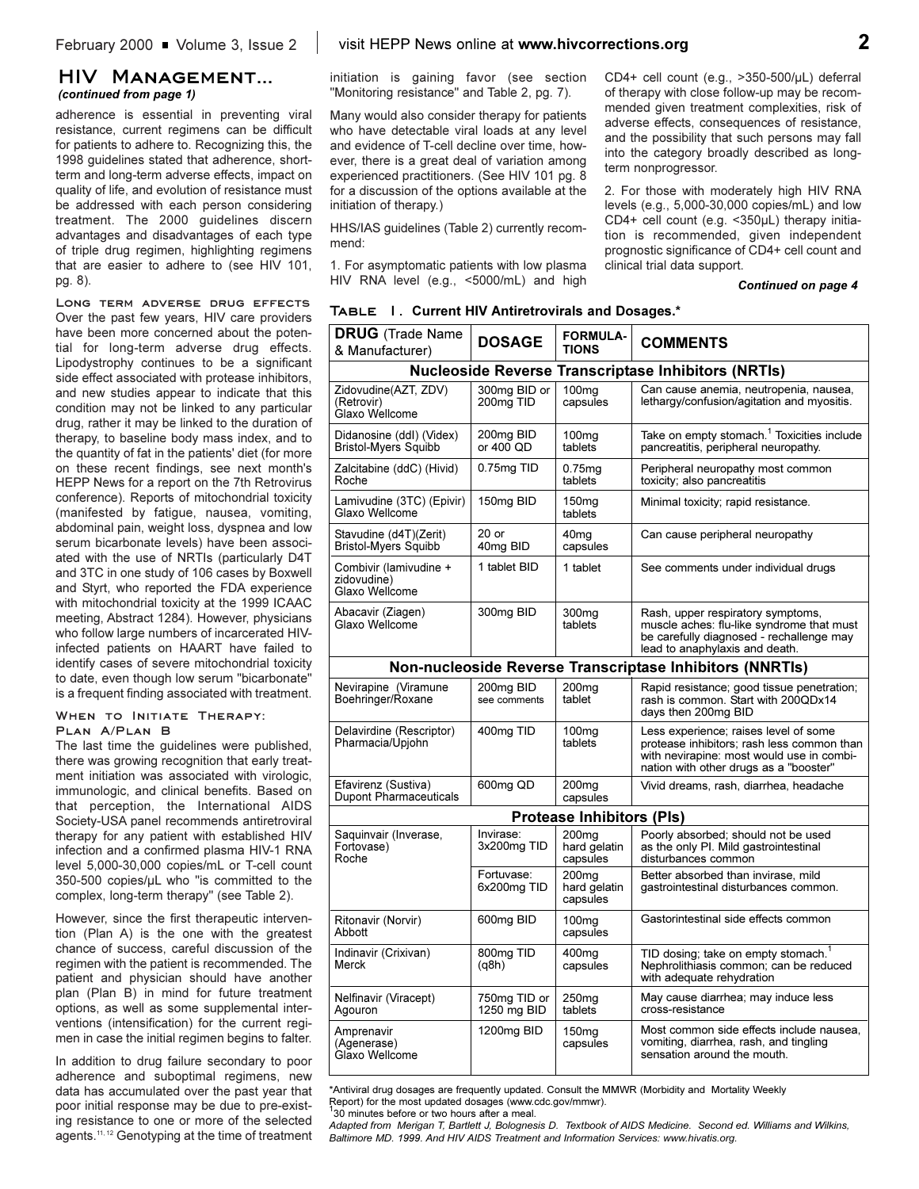## HIV Management...

*(continued from page 1)*

adherence is essential in preventing viral resistance, current regimens can be difficult for patients to adhere to. Recognizing this, the 1998 guidelines stated that adherence, short-term and long-term adverse effects, impact on quality of life, and evolution of resistance must be addressed with each person considering treatment. The 2000 guidelines discern advantages and disadvantages of each type of triple drug regimen, highlighting regimens that are easier to adhere to (see HIV 101, pg. 8).

### Long term adverse drug effects

Over the past few years, HIV care providers have been more concerned about the potential for long-term adverse drug effects. Lipodystrophy continues to be a significant side effect associated with protease inhibitors, and new studies appear to indicate that this condition may not be linked to any particular drug, rather it may be linked to the duration of therapy, to baseline body mass index, and to the quantity of fat in the patients' diet (for more on these recent findings, see next month's HEPP News for a report on the 7th Retrovirus conference). Reports of mitochondrial toxicity (manifested by fatigue, nausea, vomiting, abdominal pain, weight loss, dyspnea and low serum bicarbonate levels) have been associated with the use of NRTIs (particularly D4T and 3TC in one study of 106 cases by Boxwell and Styrt, who reported the FDA experience with mitochondrial toxicity at the 1999 ICAAC meeting, Abstract 1284). However, physicians who follow large numbers of incarcerated HIV-infected patients on HAART have failed to identify cases of severe mitochondrial toxicity to date, even though low serum "bicarbonate" is a frequent finding associated with treatment.

### When to Initiate Therapy: Plan A/Plan B

The last time the guidelines were published, there was growing recognition that early treatment initiation was associated with virologic, immunologic, and clinical benefits. Based on that perception, the International AIDS Society-USA panel recommends antiretroviral therapy for any patient with established HIV infection and a confirmed plasma HIV-1 RNA level 5,000-30,000 copies/mL or T-cell count 350-500 copies/µL who "is committed to the complex, long-term therapy" (see Table 2).

However, since the first therapeutic intervention (Plan A) is the one with the greatest chance of success, careful discussion of the regimen with the patient is recommended. The patient and physician should have another plan (Plan B) in mind for future treatment options, as well as some supplemental interventions (intensification) for the current regimen in case the initial regimen begins to falter.

In addition to drug failure secondary to poor adherence and suboptimal regimens, new data has accumulated over the past year that poor initial response may be due to pre-existing resistance to one or more of the selected agents.[11, 12] Genotyping at the time of treatment initiation is gaining favor (see section "Monitoring resistance" and Table 2, pg. 7).

Many would also consider therapy for patients who have detectable viral loads at any level and evidence of T-cell decline over time, however, there is a great deal of variation among experienced practitioners. (See HIV 101 pg. 8 for a discussion of the options available at the initiation of therapy.)

HHS/IAS guidelines (Table 2) currently recommend:

1. For asymptomatic patients with low plasma HIV RNA level (e.g., <5000/mL) and high CD4+ cell count (e.g., >350-500/µL) deferral of therapy with close follow-up may be recommended given treatment complexities, risk of adverse effects, consequences of resistance, and the possibility that such persons may fall into the category broadly described as long-term nonprogressor.

2. For those with moderately high HIV RNA levels (e.g., 5,000-30,000 copies/mL) and low CD4+ cell count (e.g. <350µL) therapy initiation is recommended, given independent prognostic significance of CD4+ cell count and clinical trial data support.

*Continued on page 4*

**Table 1. Current HIV Antiretrovirals and Dosages.***

| **DRUG** (Trade Name & Manufacturer) | **DOSAGE** | **FORMULATIONS** | **COMMENTS** |
|---|---|---|---|
| **Nucleoside Reverse Transcriptase Inhibitors (NRTIs)** | | | |
| Zidovudine(AZT, ZDV) (Retrovir) Glaxo Wellcome | 300mg BID or 200mg TID | 100mg capsules | Can cause anemia, neutropenia, nausea, lethargy/confusion/agitation and myositis. |
| Didanosine (ddI) (Videx) Bristol-Myers Squibb | 200mg BID or 400 QD | 100mg tablets | Take on empty stomach.[1] Toxicities include pancreatitis, peripheral neuropathy. |
| Zalcitabine (ddC) (Hivid) Roche | 0.75mg TID | 0.75mg tablets | Peripheral neuropathy most common toxicity; also pancreatitis |
| Lamivudine (3TC) (Epivir) Glaxo Wellcome | 150mg BID | 150mg tablets | Minimal toxicity; rapid resistance. |
| Stavudine (d4T)(Zerit) Bristol-Myers Squibb | 20 or 40mg BID | 40mg capsules | Can cause peripheral neuropathy |
| Combivir (lamivudine + zidovudine) Glaxo Wellcome | 1 tablet BID | 1 tablet | See comments under individual drugs |
| Abacavir (Ziagen) Glaxo Wellcome | 300mg BID | 300mg tablets | Rash, upper respiratory symptoms, muscle aches: flu-like syndrome that must be carefully diagnosed - rechallenge may lead to anaphylaxis and death. |
| **Non-nucleoside Reverse Transcriptase Inhibitors (NNRTIs)** | | | |
| Nevirapine (Viramune Boehringer/Roxane | 200mg BID see comments | 200mg tablet | Rapid resistance; good tissue penetration; rash is common. Start with 200QDx14 days then 200mg BID |
| Delavirdine (Rescriptor) Pharmacia/Upjohn | 400mg TID | 100mg tablets | Less experience; raises level of some protease inhibitors; rash less common than with nevirapine: most would use in combination with other drugs as a "booster" |
| Efavirenz (Sustiva) Dupont Pharmaceuticals | 600mg QD | 200mg capsules | Vivid dreams, rash, diarrhea, headache |
| **Protease Inhibitors (PIs)** | | | |
| Saquinavir (Inverase, Fortovase) Roche | Invirase: 3x200mg TID | 200mg hard gelatin capsules | Poorly absorbed; should not be used as the only PI. Mild gastrointestinal disturbances common |
| | Fortovase: 6x200mg TID | 200mg hard gelatin capsules | Better absorbed than invirase, mild gastrointestinal disturbances common. |
| Ritonavir (Norvir) Abbott | 600mg BID | 100mg capsules | Gastorintestinal side effects common |
| Indinavir (Crixivan) Merck | 800mg TID (q8h) | 400mg capsules | TID dosing; take on empty stomach.[1] Nephrolithiasis common; can be reduced with adequate rehydration |
| Nelfinavir (Viracept) Agouron | 750mg TID or 1250 mg BID | 250mg tablets | May cause diarrhea; may induce less cross-resistance |
| Amprenavir (Agenerase) Glaxo Wellcome | 1200mg BID | 150mg capsules | Most common side effects include nausea, vomiting, diarrhea, rash, and tingling sensation around the mouth. |

*Antiviral drug dosages are frequently updated. Consult the MMWR (Morbidity and Mortality Weekly Report) for the most updated dosages (www.cdc.gov/mmwr).

[1] 30 minutes before or two hours after a meal.

*Adapted from Merigan T, Bartlett J, Bolognesis D. Textbook of AIDS Medicine. Second ed. Williams and Wilkins, Baltimore MD. 1999. And HIV AIDS Treatment and Information Services: www.hivatis.org.*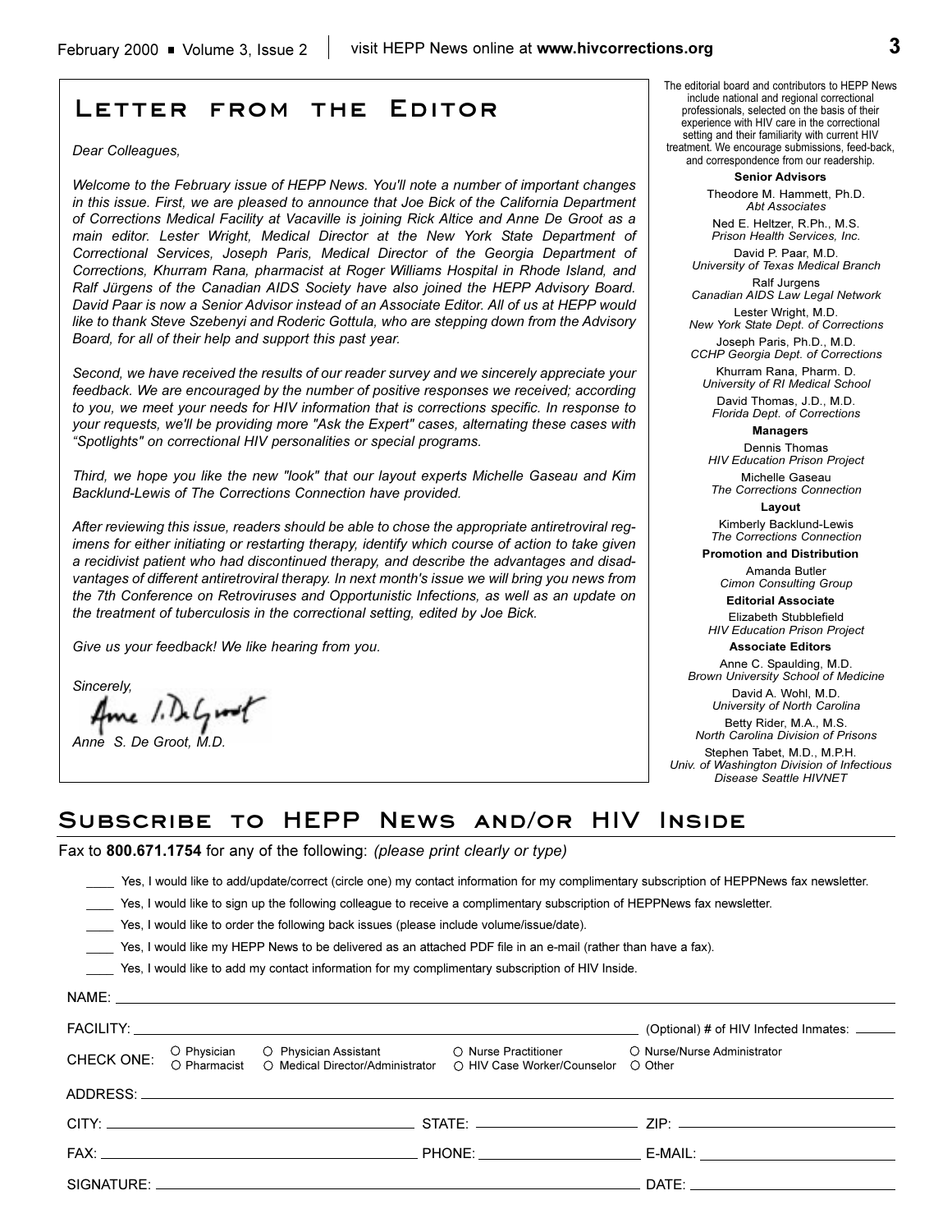# Letter from the Editor

*Dear Colleagues,*

*Welcome to the February issue of HEPP News. You'll note a number of important changes in this issue. First, we are pleased to announce that Joe Bick of the California Department of Corrections Medical Facility at Vacaville is joining Rick Altice and Anne De Groot as a main editor. Lester Wright, Medical Director at the New York State Department of Correctional Services, Joseph Paris, Medical Director of the Georgia Department of Corrections, Khurram Rana, pharmacist at Roger Williams Hospital in Rhode Island, and Ralf Jürgens of the Canadian AIDS Society have also joined the HEPP Advisory Board. David Paar is now a Senior Advisor instead of an Associate Editor. All of us at HEPP would like to thank Steve Szebenyi and Roderic Gottula, who are stepping down from the Advisory Board, for all of their help and support this past year.*

*Second, we have received the results of our reader survey and we sincerely appreciate your feedback. We are encouraged by the number of positive responses we received; according to you, we meet your needs for HIV information that is corrections specific. In response to your requests, we'll be providing more "Ask the Expert" cases, alternating these cases with "Spotlights" on correctional HIV personalities or special programs.*

*Third, we hope you like the new "look" that our layout experts Michelle Gaseau and Kim Backlund-Lewis of The Corrections Connection have provided.*

*After reviewing this issue, readers should be able to chose the appropriate antiretroviral regimens for either initiating or restarting therapy, identify which course of action to take given a recidivist patient who had discontinued therapy, and describe the advantages and disadvantages of different antiretroviral therapy. In next month's issue we will bring you news from the 7th Conference on Retroviruses and Opportunistic Infections, as well as an update on the treatment of tuberculosis in the correctional setting, edited by Joe Bick.*

*Give us your feedback! We like hearing from you.*

*Sincerely,*

*Anne S. De Groot, M.D.*

The editorial board and contributors to HEPP News include national and regional correctional professionals, selected on the basis of their experience with HIV care in the correctional setting and their familiarity with current HIV treatment. We encourage submissions, feed-back, and correspondence from our readership.

**Senior Advisors**

Theodore M. Hammett, Ph.D.
*Abt Associates*

Ned E. Heltzer, R.Ph., M.S.
*Prison Health Services, Inc.*

David P. Paar, M.D.
*University of Texas Medical Branch*

Ralf Jurgens
*Canadian AIDS Law Legal Network*

Lester Wright, M.D.
*New York State Dept. of Corrections*

Joseph Paris, Ph.D., M.D.
*CCHP Georgia Dept. of Corrections*

Khurram Rana, Pharm. D.
*University of RI Medical School*

David Thomas, J.D., M.D.
*Florida Dept. of Corrections*

**Managers**

Dennis Thomas
*HIV Education Prison Project*

Michelle Gaseau
*The Corrections Connection*

**Layout**

Kimberly Backlund-Lewis
*The Corrections Connection*

**Promotion and Distribution**

Amanda Butler
*Cimon Consulting Group*

**Editorial Associate**

Elizabeth Stubblefield
*HIV Education Prison Project*

**Associate Editors**

Anne C. Spaulding, M.D.
*Brown University School of Medicine*

David A. Wohl, M.D.
*University of North Carolina*

Betty Rider, M.A., M.S.
*North Carolina Division of Prisons*

Stephen Tabet, M.D., M.P.H.
*Univ. of Washington Division of Infectious Disease Seattle HIVNET*

# Subscribe to HEPP News and/or HIV Inside

Fax to **800.671.1754** for any of the following: *(please print clearly or type)*

____ Yes, I would like to add/update/correct (circle one) my contact information for my complimentary subscription of HEPPNews fax newsletter.

____ Yes, I would like to sign up the following colleague to receive a complimentary subscription of HEPPNews fax newsletter.

____ Yes, I would like to order the following back issues (please include volume/issue/date).

____ Yes, I would like my HEPP News to be delivered as an attached PDF file in an e-mail (rather than have a fax).

____ Yes, I would like to add my contact information for my complimentary subscription of HIV Inside.

NAME: ____________________

FACILITY: ____________________ (Optional) # of HIV Infected Inmates: ______

CHECK ONE: ○ Physician ○ Physician Assistant ○ Nurse Practitioner ○ Nurse/Nurse Administrator ○ Pharmacist ○ Medical Director/Administrator ○ HIV Case Worker/Counselor ○ Other

ADDRESS: ____________________

CITY: ____________________ STATE: ____________________ ZIP: ____________________

FAX: ____________________ PHONE: ____________________ E-MAIL: ____________________

SIGNATURE: ____________________ DATE: ____________________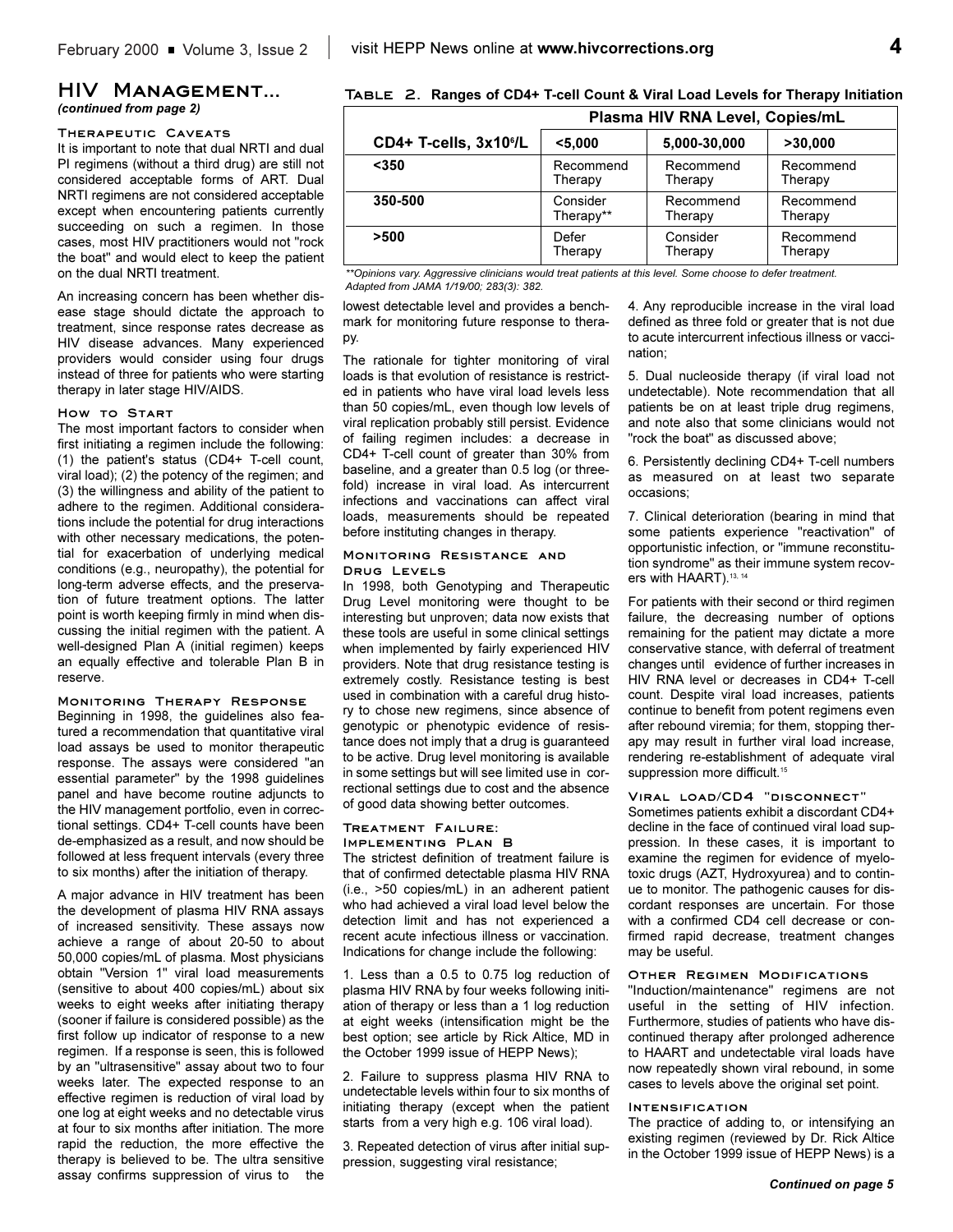## HIV Management...

*(continued from page 2)*

### Therapeutic Caveats

It is important to note that dual NRTI and dual PI regimens (without a third drug) are still not considered acceptable forms of ART. Dual NRTI regimens are not considered acceptable except when encountering patients currently succeeding on such a regimen. In those cases, most HIV practitioners would not "rock the boat" and would elect to keep the patient on the dual NRTI treatment.

An increasing concern has been whether disease stage should dictate the approach to treatment, since response rates decrease as HIV disease advances. Many experienced providers would consider using four drugs instead of three for patients who were starting therapy in later stage HIV/AIDS.

### How to Start

The most important factors to consider when first initiating a regimen include the following: (1) the patient's status (CD4+ T-cell count, viral load); (2) the potency of the regimen; and (3) the willingness and ability of the patient to adhere to the regimen. Additional considerations include the potential for drug interactions with other necessary medications, the potential for exacerbation of underlying medical conditions (e.g., neuropathy), the potential for long-term adverse effects, and the preservation of future treatment options. The latter point is worth keeping firmly in mind when discussing the initial regimen with the patient. A well-designed Plan A (initial regimen) keeps an equally effective and tolerable Plan B in reserve.

### Monitoring Therapy Response

Beginning in 1998, the guidelines also featured a recommendation that quantitative viral load assays be used to monitor therapeutic response. The assays were considered "an essential parameter" by the 1998 guidelines panel and have become routine adjuncts to the HIV management portfolio, even in correctional settings. CD4+ T-cell counts have been de-emphasized as a result, and now should be followed at less frequent intervals (every three to six months) after the initiation of therapy.

A major advance in HIV treatment has been the development of plasma HIV RNA assays of increased sensitivity. These assays now achieve a range of about 20-50 to about 50,000 copies/mL of plasma. Most physicians obtain "Version 1" viral load measurements (sensitive to about 400 copies/mL) about six weeks to eight weeks after initiating therapy (sooner if failure is considered possible) as the first follow up indicator of response to a new regimen. If a response is seen, this is followed by an "ultrasensitive" assay about two to four weeks later. The expected response to an effective regimen is reduction of viral load by one log at eight weeks and no detectable virus at four to six months after initiation. The more rapid the reduction, the more effective the therapy is believed to be. The ultra sensitive assay confirms suppression of virus to the lowest detectable level and provides a benchmark for monitoring future response to therapy.

**Table 2. Ranges of CD4+ T-cell Count & Viral Load Levels for Therapy Initiation**

| | Plasma HIV RNA Level, Copies/mL | | |
|---|---|---|---|
| **CD4+ T-cells, $3x10^6$/L** | **<5,000** | **5,000-30,000** | **>30,000** |
| **<350** | Recommend Therapy | Recommend Therapy | Recommend Therapy |
| **350-500** | Consider Therapy** | Recommend Therapy | Recommend Therapy |
| **>500** | Defer Therapy | Consider Therapy | Recommend Therapy |

*\*\*Opinions vary. Aggressive clinicians would treat patients at this level. Some choose to defer treatment. Adapted from JAMA 1/19/00; 283(3): 382.*

The rationale for tighter monitoring of viral loads is that evolution of resistance is restricted in patients who have viral load levels less than 50 copies/mL, even though low levels of viral replication probably still persist. Evidence of failing regimen includes: a decrease in CD4+ T-cell count of greater than 30% from baseline, and a greater than 0.5 log (or three-fold) increase in viral load. As intercurrent infections and vaccinations can affect viral loads, measurements should be repeated before instituting changes in therapy.

### Monitoring Resistance and Drug Levels

In 1998, both Genotyping and Therapeutic Drug Level monitoring were thought to be interesting but unproven; data now exists that these tools are useful in some clinical settings when implemented by fairly experienced HIV providers. Note that drug resistance testing is extremely costly. Resistance testing is best used in combination with a careful drug history to chose new regimens, since absence of genotypic or phenotypic evidence of resistance does not imply that a drug is guaranteed to be active. Drug level monitoring is available in some settings but will see limited use in correctional settings due to cost and the absence of good data showing better outcomes.

### Treatment Failure: Implementing Plan B

The strictest definition of treatment failure is that of confirmed detectable plasma HIV RNA (i.e., >50 copies/mL) in an adherent patient who had achieved a viral load level below the detection limit and has not experienced a recent acute infectious illness or vaccination. Indications for change include the following:

1. Less than a 0.5 to 0.75 log reduction of plasma HIV RNA by four weeks following initiation of therapy or less than a 1 log reduction at eight weeks (intensification might be the best option; see article by Rick Altice, MD in the October 1999 issue of HEPP News);

2. Failure to suppress plasma HIV RNA to undetectable levels within four to six months of initiating therapy (except when the patient starts from a very high e.g. 106 viral load).

3. Repeated detection of virus after initial suppression, suggesting viral resistance;

4. Any reproducible increase in the viral load defined as three fold or greater that is not due to acute intercurrent infectious illness or vaccination;

5. Dual nucleoside therapy (if viral load not undetectable). Note recommendation that all patients be on at least triple drug regimens, and note also that some clinicians would not "rock the boat" as discussed above;

6. Persistently declining CD4+ T-cell numbers as measured on at least two separate occasions;

7. Clinical deterioration (bearing in mind that some patients experience "reactivation" of opportunistic infection, or "immune reconstitution syndrome" as their immune system recovers with HAART).[13, 14]

For patients with their second or third regimen failure, the decreasing number of options remaining for the patient may dictate a more conservative stance, with deferral of treatment changes until evidence of further increases in HIV RNA level or decreases in CD4+ T-cell count. Despite viral load increases, patients continue to benefit from potent regimens even after rebound viremia; for them, stopping therapy may result in further viral load increase, rendering re-establishment of adequate viral suppression more difficult.[15]

### Viral load/CD4 "disconnect"

Sometimes patients exhibit a discordant CD4+ decline in the face of continued viral load suppression. In these cases, it is important to examine the regimen for evidence of myelotoxic drugs (AZT, Hydroxyurea) and to continue to monitor. The pathogenic causes for discordant responses are uncertain. For those with a confirmed CD4 cell decrease or confirmed rapid decrease, treatment changes may be useful.

### Other Regimen Modifications

"Induction/maintenance" regimens are not useful in the setting of HIV infection. Furthermore, studies of patients who have discontinued therapy after prolonged adherence to HAART and undetectable viral loads have now repeatedly shown viral rebound, in some cases to levels above the original set point.

### Intensification

The practice of adding to, or intensifying an existing regimen (reviewed by Dr. Rick Altice in the October 1999 issue of HEPP News) is a

*Continued on page 5*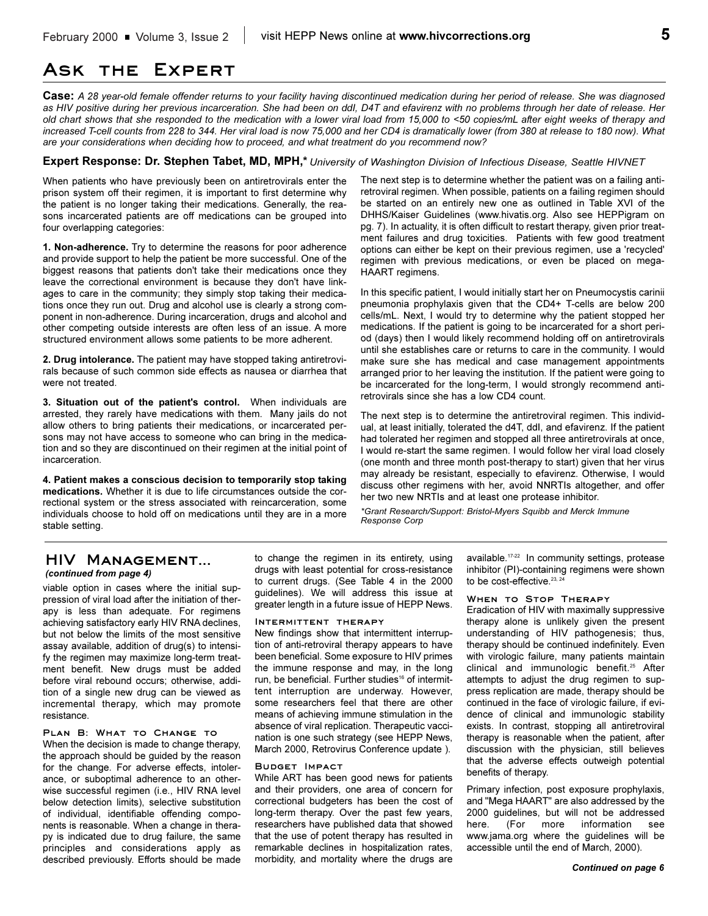# Ask the Expert

**Case:** *A 28 year-old female offender returns to your facility having discontinued medication during her period of release. She was diagnosed as HIV positive during her previous incarceration. She had been on ddI, D4T and efavirenz with no problems through her date of release. Her old chart shows that she responded to the medication with a lower viral load from 15,000 to <50 copies/mL after eight weeks of therapy and increased T-cell counts from 228 to 344. Her viral load is now 75,000 and her CD4 is dramatically lower (from 380 at release to 180 now). What are your considerations when deciding how to proceed, and what treatment do you recommend now?*

**Expert Response: Dr. Stephen Tabet, MD, MPH,*** *University of Washington Division of Infectious Disease, Seattle HIVNET*

When patients who have previously been on antiretrovirals enter the prison system off their regimen, it is important to first determine why the patient is no longer taking their medications. Generally, the reasons incarcerated patients are off medications can be grouped into four overlapping categories:

**1. Non-adherence.** Try to determine the reasons for poor adherence and provide support to help the patient be more successful. One of the biggest reasons that patients don't take their medications once they leave the correctional environment is because they don't have linkages to care in the community; they simply stop taking their medications once they run out. Drug and alcohol use is clearly a strong component in non-adherence. During incarceration, drugs and alcohol and other competing outside interests are often less of an issue. A more structured environment allows some patients to be more adherent.

**2. Drug intolerance.** The patient may have stopped taking antiretrovirals because of such common side effects as nausea or diarrhea that were not treated.

**3. Situation out of the patient's control.** When individuals are arrested, they rarely have medications with them. Many jails do not allow others to bring patients their medications, or incarcerated persons may not have access to someone who can bring in the medication and so they are discontinued on their regimen at the initial point of incarceration.

**4. Patient makes a conscious decision to temporarily stop taking medications.** Whether it is due to life circumstances outside the correctional system or the stress associated with reincarceration, some individuals choose to hold off on medications until they are in a more stable setting.

The next step is to determine whether the patient was on a failing antiretroviral regimen. When possible, patients on a failing regimen should be started on an entirely new one as outlined in Table XVI of the DHHS/Kaiser Guidelines (www.hivatis.org. Also see HEPPigram on pg. 7). In actuality, it is often difficult to restart therapy, given prior treatment failures and drug toxicities. Patients with few good treatment options can either be kept on their previous regimen, use a 'recycled' regimen with previous medications, or even be placed on mega-HAART regimens.

In this specific patient, I would initially start her on Pneumocystis carinii pneumonia prophylaxis given that the CD4+ T-cells are below 200 cells/mL. Next, I would try to determine why the patient stopped her medications. If the patient is going to be incarcerated for a short period (days) then I would likely recommend holding off on antiretrovirals until she establishes care or returns to care in the community. I would make sure she has medical and case management appointments arranged prior to her leaving the institution. If the patient were going to be incarcerated for the long-term, I would strongly recommend antiretrovirals since she has a low CD4 count.

The next step is to determine the antiretroviral regimen. This individual, at least initially, tolerated the d4T, ddI, and efavirenz. If the patient had tolerated her regimen and stopped all three antiretrovirals at once, I would re-start the same regimen. I would follow her viral load closely (one month and three month post-therapy to start) given that her virus may already be resistant, especially to efavirenz. Otherwise, I would discuss other regimens with her, avoid NNRTIs altogether, and offer her two new NRTIs and at least one protease inhibitor.

*\*Grant Research/Support: Bristol-Myers Squibb and Merck Immune Response Corp*

## HIV Management...

*(continued from page 4)*

viable option in cases where the initial suppression of viral load after the initiation of therapy is less than adequate. For regimens achieving satisfactory early HIV RNA declines, but not below the limits of the most sensitive assay available, addition of drug(s) to intensify the regimen may maximize long-term treatment benefit. New drugs must be added before viral rebound occurs; otherwise, addition of a single new drug can be viewed as incremental therapy, which may promote resistance.

### Plan B: What to Change to

When the decision is made to change therapy, the approach should be guided by the reason for the change. For adverse effects, intolerance, or suboptimal adherence to an otherwise successful regimen (i.e., HIV RNA level below detection limits), selective substitution of individual, identifiable offending components is reasonable. When a change in therapy is indicated due to drug failure, the same principles and considerations apply as described previously. Efforts should be made to change the regimen in its entirety, using drugs with least potential for cross-resistance to current drugs. (See Table 4 in the 2000 guidelines). We will address this issue at greater length in a future issue of HEPP News.

### Intermittent therapy

New findings show that intermittent interruption of anti-retroviral therapy appears to have been beneficial. Some exposure to HIV primes the immune response and may, in the long run, be beneficial. Further studies[16] of intermittent interruption are underway. However, some researchers feel that there are other means of achieving immune stimulation in the absence of viral replication. Therapeutic vaccination is one such strategy (see HEPP News, March 2000, Retrovirus Conference update ).

### Budget Impact

While ART has been good news for patients and their providers, one area of concern for correctional budgeters has been the cost of long-term therapy. Over the past few years, researchers have published data that showed that the use of potent therapy has resulted in remarkable declines in hospitalization rates, morbidity, and mortality where the drugs are available.[17-22] In community settings, protease inhibitor (PI)-containing regimens were shown to be cost-effective.[23, 24]

### When to Stop Therapy

Eradication of HIV with maximally suppressive therapy alone is unlikely given the present understanding of HIV pathogenesis; thus, therapy should be continued indefinitely. Even with virologic failure, many patients maintain clinical and immunologic benefit.[25] After attempts to adjust the drug regimen to suppress replication are made, therapy should be continued in the face of virologic failure, if evidence of clinical and immunologic stability exists. In contrast, stopping all antiretroviral therapy is reasonable when the patient, after discussion with the physician, still believes that the adverse effects outweigh potential benefits of therapy.

Primary infection, post exposure prophylaxis, and "Mega HAART" are also addressed by the 2000 guidelines, but will not be addressed here. (For more information see www.jama.org where the guidelines will be accessible until the end of March, 2000).

***Continued on page 6***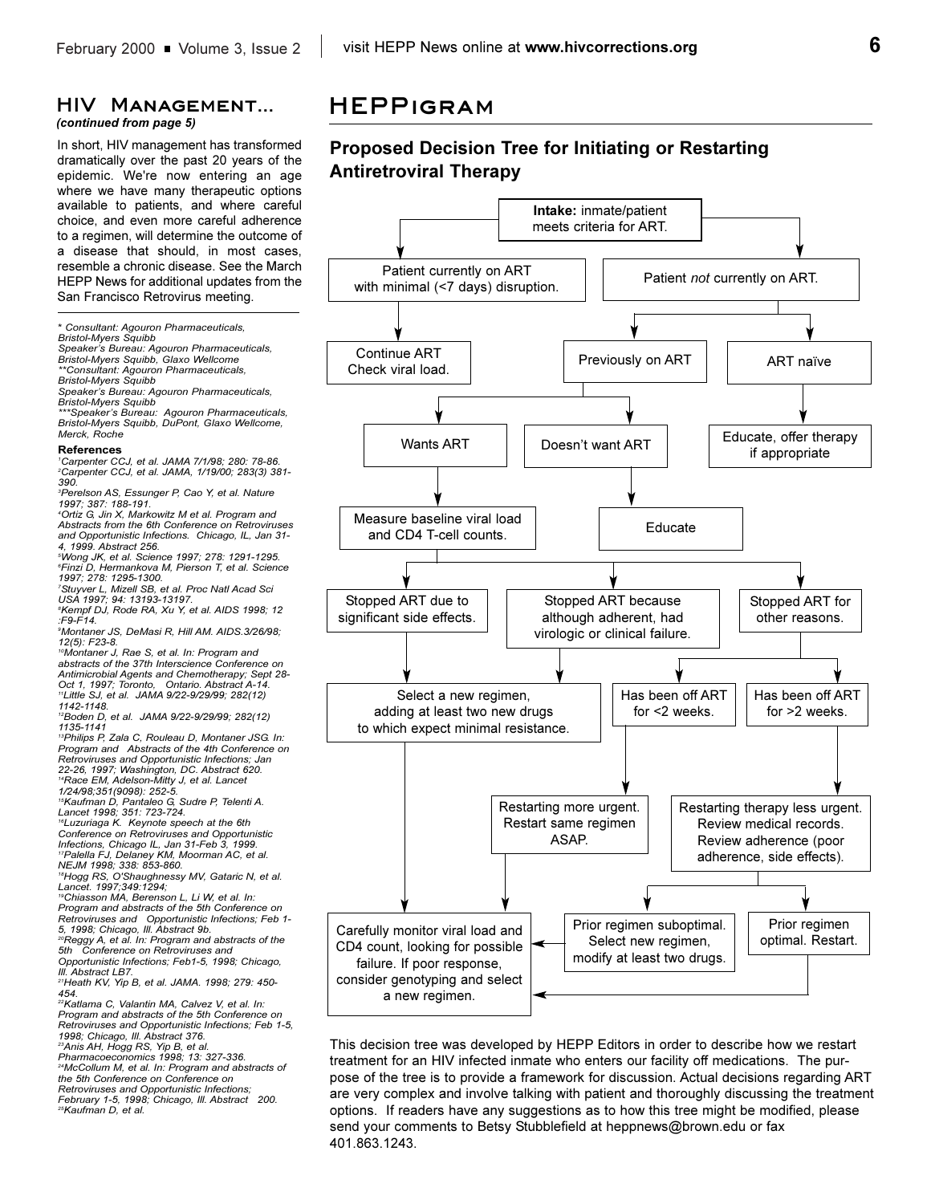## HIV Management...

*(continued from page 5)*

In short, HIV management has transformed dramatically over the past 20 years of the epidemic. We're now entering an age where we have many therapeutic options available to patients, and where careful choice, and even more careful adherence to a regimen, will determine the outcome of a disease that should, in most cases, resemble a chronic disease. See the March HEPP News for additional updates from the San Francisco Retrovirus meeting.

*\* Consultant: Agouron Pharmaceuticals, Bristol-Myers Squibb*
*Speaker's Bureau: Agouron Pharmaceuticals, Bristol-Myers Squibb, Glaxo Wellcome*
*\*\*Consultant: Agouron Pharmaceuticals, Bristol-Myers Squibb*
*Speaker's Bureau: Agouron Pharmaceuticals, Bristol-Myers Squibb*
*\*\*\*Speaker's Bureau: Agouron Pharmaceuticals, Bristol-Myers Squibb, DuPont, Glaxo Wellcome, Merck, Roche*

### References

1. *Carpenter CCJ, et al. JAMA 7/1/98; 280: 78-86.*
2. *Carpenter CCJ, et al. JAMA, 1/19/00; 283(3) 381-390.*
3. *Perelson AS, Essunger P, Cao Y, et al. Nature 1997; 387: 188-191.*
4. *Ortiz G, Jin X, Markowitz M et al. Program and Abstracts from the 6th Conference on Retroviruses and Opportunistic Infections. Chicago, IL, Jan 31-4, 1999. Abstract 256.*
5. *Wong JK, et al. Science 1997; 278: 1291-1295.*
6. *Finzi D, Hermankova M, Pierson T, et al. Science 1997; 278: 1295-1300.*
7. *Stuyver L, Mizell SB, et al. Proc Natl Acad Sci USA 1997; 94: 13193-13197.*
8. *Kempf DJ, Rode RA, Xu Y, et al. AIDS 1998; 12 :F9-F14.*
9. *Montaner JS, DeMasi R, Hill AM. AIDS.3/26/98; 12(5): F23-8.*
10. *Montaner J, Rae S, et al. In: Program and abstracts of the 37th Interscience Conference on Antimicrobial Agents and Chemotherapy; Sept 28-Oct 1, 1997; Toronto, Ontario. Abstract A-14.*
11. *Little SJ, et al. JAMA 9/22-9/29/99; 282(12) 1142-1148.*
12. *Boden D, et al. JAMA 9/22-9/29/99; 282(12) 1135-1141*
13. *Philips P, Zala C, Rouleau D, Montaner JSG. In: Program and Abstracts of the 4th Conference on Retroviruses and Opportunistic Infections; Jan 22-26, 1997; Washington, DC. Abstract 620.*
14. *Race EM, Adelson-Mitty J, et al. Lancet 1/24/98;351(9098): 252-5.*
15. *Kaufman D, Pantaleo G, Sudre P, Telenti A. Lancet 1998; 351: 723-724.*
16. *Luzuriaga K. Keynote speech at the 6th Conference on Retroviruses and Opportunistic Infections, Chicago IL, Jan 31-Feb 3, 1999.*
17. *Palella FJ, Delaney KM, Moorman AC, et al. NEJM 1998; 338: 853-860.*
18. *Hogg RS, O'Shaughnessy MV, Gataric N, et al. Lancet. 1997;349:1294;*
19. *Chiasson MA, Berenson L, Li W, et al. In: Program and abstracts of the 5th Conference on Retroviruses and Opportunistic Infections; Feb 1-5, 1998; Chicago, Ill. Abstract 9b.*
20. *Reggy A, et al. In: Program and abstracts of the 5th Conference on Retroviruses and Opportunistic Infections; Feb1-5, 1998; Chicago, Ill. Abstract LB7.*
21. *Heath KV, Yip B, et al. JAMA. 1998; 279: 450-454.*
22. *Katlama C, Valantin MA, Calvez V, et al. In: Program and abstracts of the 5th Conference on Retroviruses and Opportunistic Infections; Feb 1-5, 1998; Chicago, Ill. Abstract 376.*
23. *Anis AH, Hogg RS, Yip B, et al. Pharmacoeconomics 1998; 13: 327-336.*
24. *McCollum M, et al. In: Program and abstracts of the 5th Conference on Conference on Retroviruses and Opportunistic Infections; February 1-5, 1998; Chicago, Ill. Abstract 200.*
25. *Kaufman D, et al.*

## HEPPigram

### Proposed Decision Tree for Initiating or Restarting Antiretroviral Therapy

- **Intake:** inmate/patient meets criteria for ART.
  - Patient currently on ART with minimal (<7 days) disruption.
    - Continue ART. Check viral load.
  - Patient *not* currently on ART.
    - Previously on ART
      - Wants ART
        - Measure baseline viral load and CD4 T-cell counts.
          - Stopped ART due to significant side effects.
            - Select a new regimen, adding at least two new drugs to which expect minimal resistance.
              - Carefully monitor viral load and CD4 count, looking for possible failure. If poor response, consider genotyping and select a new regimen.
          - Stopped ART because although adherent, had virologic or clinical failure.
            - Select a new regimen, adding at least two new drugs to which expect minimal resistance.
              - Carefully monitor viral load and CD4 count, looking for possible failure. If poor response, consider genotyping and select a new regimen.
          - Stopped ART for other reasons.
            - Has been off ART for <2 weeks.
              - Restarting more urgent. Restart same regimen ASAP.
                - Carefully monitor viral load and CD4 count, looking for possible failure. If poor response, consider genotyping and select a new regimen.
            - Has been off ART for >2 weeks.
              - Restarting therapy less urgent. Review medical records. Review adherence (poor adherence, side effects).
                - Prior regimen suboptimal. Select new regimen, modify at least two drugs.
                  - Carefully monitor viral load and CD4 count, looking for possible failure. If poor response, consider genotyping and select a new regimen.
                - Prior regimen optimal. Restart.
                  - Carefully monitor viral load and CD4 count, looking for possible failure. If poor response, consider genotyping and select a new regimen.
      - Doesn't want ART
        - Educate
    - ART naïve
      - Educate, offer therapy if appropriate

This decision tree was developed by HEPP Editors in order to describe how we restart treatment for an HIV infected inmate who enters our facility off medications. The purpose of the tree is to provide a framework for discussion. Actual decisions regarding ART are very complex and involve talking with patient and thoroughly discussing the treatment options. If readers have any suggestions as to how this tree might be modified, please send your comments to Betsy Stubblefield at heppnews@brown.edu or fax 401.863.1243.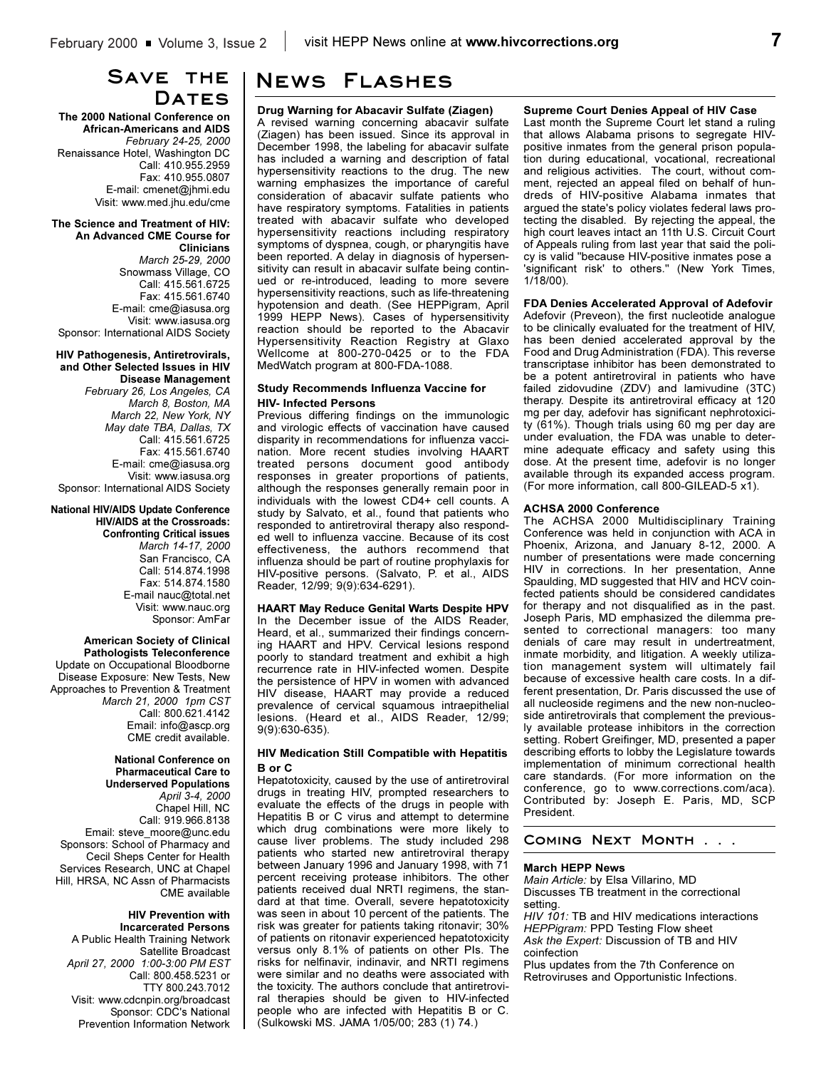## Save the Dates

**The 2000 National Conference on African-Americans and AIDS**
*February 24-25, 2000*
Renaissance Hotel, Washington DC
Call: 410.955.2959
Fax: 410.955.0807
E-mail: cmenet@jhmi.edu
Visit: www.med.jhu.edu/cme

**The Science and Treatment of HIV: An Advanced CME Course for Clinicians**
*March 25-29, 2000*
Snowmass Village, CO
Call: 415.561.6725
Fax: 415.561.6740
E-mail: cme@iasusa.org
Visit: www.iasusa.org
Sponsor: International AIDS Society

**HIV Pathogenesis, Antiretrovirals, and Other Selected Issues in HIV Disease Management**
*February 26, Los Angeles, CA*
*March 8, Boston, MA*
*March 22, New York, NY*
*May date TBA, Dallas, TX*
Call: 415.561.6725
Fax: 415.561.6740
E-mail: cme@iasusa.org
Visit: www.iasusa.org
Sponsor: International AIDS Society

**National HIV/AIDS Update Conference HIV/AIDS at the Crossroads: Confronting Critical issues**
*March 14-17, 2000*
San Francisco, CA
Call: 514.874.1998
Fax: 514.874.1580
E-mail nauc@total.net
Visit: www.nauc.org
Sponsor: AmFar

**American Society of Clinical Pathologists Teleconference**
Update on Occupational Bloodborne Disease Exposure: New Tests, New Approaches to Prevention & Treatment
*March 21, 2000 1pm CST*
Call: 800.621.4142
Email: info@ascp.org
CME credit available.

**National Conference on Pharmaceutical Care to Underserved Populations**
*April 3-4, 2000*
Chapel Hill, NC
Call: 919.966.8138
Email: steve_moore@unc.edu
Sponsors: School of Pharmacy and Cecil Sheps Center for Health Services Research, UNC at Chapel Hill, HRSA, NC Assn of Pharmacists
CME available

**HIV Prevention with Incarcerated Persons**
A Public Health Training Network Satellite Broadcast
*April 27, 2000 1:00-3:00 PM EST*
Call: 800.458.5231 or TTY 800.243.7012
Visit: www.cdcnpin.org/broadcast
Sponsor: CDC's National Prevention Information Network

## News Flashes

### Drug Warning for Abacavir Sulfate (Ziagen)

A revised warning concerning abacavir sulfate (Ziagen) has been issued. Since its approval in December 1998, the labeling for abacavir sulfate has included a warning and description of fatal hypersensitivity reactions to the drug. The new warning emphasizes the importance of careful consideration of abacavir sulfate patients who have respiratory symptoms. Fatalities in patients treated with abacavir sulfate who developed hypersensitivity reactions including respiratory symptoms of dyspnea, cough, or pharyngitis have been reported. A delay in diagnosis of hypersensitivity can result in abacavir sulfate being continued or re-introduced, leading to more severe hypersensitivity reactions, such as life-threatening hypotension and death. (See HEPPigram, April 1999 HEPP News). Cases of hypersensitivity reaction should be reported to the Abacavir Hypersensitivity Reaction Registry at Glaxo Wellcome at 800-270-0425 or to the FDA MedWatch program at 800-FDA-1088.

### Study Recommends Influenza Vaccine for HIV- Infected Persons

Previous differing findings on the immunologic and virologic effects of vaccination have caused disparity in recommendations for influenza vaccination. More recent studies involving HAART treated persons document good antibody responses in greater proportions of patients, although the responses generally remain poor in individuals with the lowest CD4+ cell counts. A study by Salvato, et al., found that patients who responded to antiretroviral therapy also responded well to influenza vaccine. Because of its cost effectiveness, the authors recommend that influenza should be part of routine prophylaxis for HIV-positive persons. (Salvato, P. et al., AIDS Reader, 12/99; 9(9):634-6291).

### HAART May Reduce Genital Warts Despite HPV

In the December issue of the AIDS Reader, Heard, et al., summarized their findings concerning HAART and HPV. Cervical lesions respond poorly to standard treatment and exhibit a high recurrence rate in HIV-infected women. Despite the persistence of HPV in women with advanced HIV disease, HAART may provide a reduced prevalence of cervical squamous intraepithelial lesions. (Heard et al., AIDS Reader, 12/99; 9(9):630-635).

### HIV Medication Still Compatible with Hepatitis B or C

Hepatotoxicity, caused by the use of antiretroviral drugs in treating HIV, prompted researchers to evaluate the effects of the drugs in people with Hepatitis B or C virus and attempt to determine which drug combinations were more likely to cause liver problems. The study included 298 patients who started new antiretroviral therapy between January 1996 and January 1998, with 71 percent receiving protease inhibitors. The other patients received dual NRTI regimens, the standard at that time. Overall, severe hepatotoxicity was seen in about 10 percent of the patients. The risk was greater for patients taking ritonavir; 30% of patients on ritonavir experienced hepatotoxicity versus only 8.1% of patients on other PIs. The risks for nelfinavir, indinavir, and NRTI regimens were similar and no deaths were associated with the toxicity. The authors conclude that antiretroviral therapies should be given to HIV-infected people who are infected with Hepatitis B or C. (Sulkowski MS. JAMA 1/05/00; 283 (1) 74.)

### Supreme Court Denies Appeal of HIV Case

Last month the Supreme Court let stand a ruling that allows Alabama prisons to segregate HIV-positive inmates from the general prison population during educational, vocational, recreational and religious activities. The court, without comment, rejected an appeal filed on behalf of hundreds of HIV-positive Alabama inmates that argued the state's policy violates federal laws protecting the disabled. By rejecting the appeal, the high court leaves intact an 11th U.S. Circuit Court of Appeals ruling from last year that said the policy is valid "because HIV-positive inmates pose a 'significant risk' to others." (New York Times, 1/18/00).

### FDA Denies Accelerated Approval of Adefovir

Adefovir (Preveon), the first nucleotide analogue to be clinically evaluated for the treatment of HIV, has been denied accelerated approval by the Food and Drug Administration (FDA). This reverse transcriptase inhibitor has been demonstrated to be a potent antiretroviral in patients who have failed zidovudine (ZDV) and lamivudine (3TC) therapy. Despite its antiretroviral efficacy at 120 mg per day, adefovir has significant nephrotoxicity (61%). Though trials using 60 mg per day are under evaluation, the FDA was unable to determine adequate efficacy and safety using this dose. At the present time, adefovir is no longer available through its expanded access program. (For more information, call 800-GILEAD-5 x1).

### ACHSA 2000 Conference

The ACHSA 2000 Multidisciplinary Training Conference was held in conjunction with ACA in Phoenix, Arizona, and January 8-12, 2000. A number of presentations were made concerning HIV in corrections. In her presentation, Anne Spaulding, MD suggested that HIV and HCV coinfected patients should be considered candidates for therapy and not disqualified as in the past. Joseph Paris, MD emphasized the dilemma presented to correctional managers: too many denials of care may result in undertreatment, inmate morbidity, and litigation. A weekly utilization management system will ultimately fail because of excessive health care costs. In a different presentation, Dr. Paris discussed the use of all nucleoside regimens and the new non-nucleoside antiretrovirals that complement the previously available protease inhibitors in the correction setting. Robert Greifinger, MD, presented a paper describing efforts to lobby the Legislature towards implementation of minimum correctional health care standards. (For more information on the conference, go to www.corrections.com/aca). Contributed by: Joseph E. Paris, MD, SCP President.

## Coming Next Month . . .

**March HEPP News**
*Main Article:* by Elsa Villarino, MD
Discusses TB treatment in the correctional setting.
*HIV 101:* TB and HIV medications interactions
*HEPPigram:* PPD Testing Flow sheet
*Ask the Expert:* Discussion of TB and HIV coinfection
Plus updates from the 7th Conference on Retroviruses and Opportunistic Infections.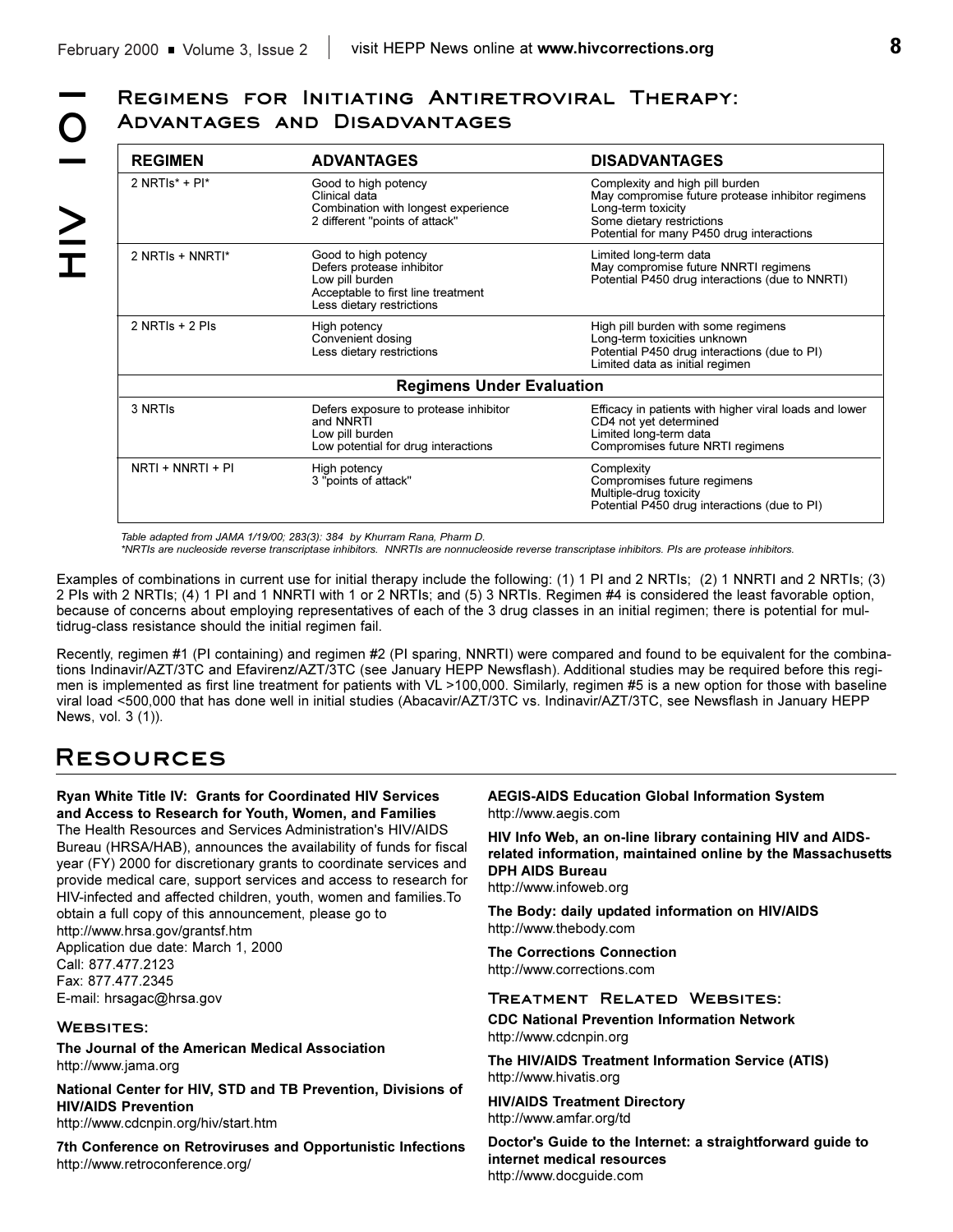HIV 101

## Regimens for Initiating Antiretroviral Therapy: Advantages and Disadvantages

| REGIMEN | ADVANTAGES | DISADVANTAGES |
|---|---|---|
| 2 NRTIs* + PI* | Good to high potency<br>Clinical data<br>Combination with longest experience<br>2 different "points of attack" | Complexity and high pill burden<br>May compromise future protease inhibitor regimens<br>Long-term toxicity<br>Some dietary restrictions<br>Potential for many P450 drug interactions |
| 2 NRTIs + NNRTI* | Good to high potency<br>Defers protease inhibitor<br>Low pill burden<br>Acceptable to first line treatment<br>Less dietary restrictions | Limited long-term data<br>May compromise future NNRTI regimens<br>Potential P450 drug interactions (due to NNRTI) |
| 2 NRTIs + 2 PIs | High potency<br>Convenient dosing<br>Less dietary restrictions | High pill burden with some regimens<br>Long-term toxicities unknown<br>Potential P450 drug interactions (due to PI)<br>Limited data as initial regimen |
| **Regimens Under Evaluation** | | |
| 3 NRTIs | Defers exposure to protease inhibitor and NNRTI<br>Low pill burden<br>Low potential for drug interactions | Efficacy in patients with higher viral loads and lower CD4 not yet determined<br>Limited long-term data<br>Compromises future NRTI regimens |
| NRTI + NNRTI + PI | High potency<br>3 "points of attack" | Complexity<br>Compromises future regimens<br>Multiple-drug toxicity<br>Potential P450 drug interactions (due to PI) |

*Table adapted from JAMA 1/19/00; 283(3): 384 by Khurram Rana, Pharm D.*
*\*NRTIs are nucleoside reverse transcriptase inhibitors. NNRTIs are nonnucleoside reverse transcriptase inhibitors. PIs are protease inhibitors.*

Examples of combinations in current use for initial therapy include the following: (1) 1 PI and 2 NRTIs; (2) 1 NNRTI and 2 NRTIs; (3) 2 PIs with 2 NRTIs; (4) 1 PI and 1 NNRTI with 1 or 2 NRTIs; and (5) 3 NRTIs. Regimen #4 is considered the least favorable option, because of concerns about employing representatives of each of the 3 drug classes in an initial regimen; there is potential for multidrug-class resistance should the initial regimen fail.

Recently, regimen #1 (PI containing) and regimen #2 (PI sparing, NNRTI) were compared and found to be equivalent for the combinations Indinavir/AZT/3TC and Efavirenz/AZT/3TC (see January HEPP Newsflash). Additional studies may be required before this regimen is implemented as first line treatment for patients with VL >100,000. Similarly, regimen #5 is a new option for those with baseline viral load <500,000 that has done well in initial studies (Abacavir/AZT/3TC vs. Indinavir/AZT/3TC, see Newsflash in January HEPP News, vol. 3 (1)).

## Resources

**Ryan White Title IV: Grants for Coordinated HIV Services and Access to Research for Youth, Women, and Families**
The Health Resources and Services Administration's HIV/AIDS Bureau (HRSA/HAB), announces the availability of funds for fiscal year (FY) 2000 for discretionary grants to coordinate services and provide medical care, support services and access to research for HIV-infected and affected children, youth, women and families.To obtain a full copy of this announcement, please go to
http://www.hrsa.gov/grantsf.htm
Application due date: March 1, 2000
Call: 877.477.2123
Fax: 877.477.2345
E-mail: hrsagac@hrsa.gov

### Websites:

**The Journal of the American Medical Association**
http://www.jama.org

**National Center for HIV, STD and TB Prevention, Divisions of HIV/AIDS Prevention**
http://www.cdcnpin.org/hiv/start.htm

**7th Conference on Retroviruses and Opportunistic Infections**
http://www.retroconference.org/

**AEGIS-AIDS Education Global Information System**
http://www.aegis.com

**HIV Info Web, an on-line library containing HIV and AIDS-related information, maintained online by the Massachusetts DPH AIDS Bureau**
http://www.infoweb.org

**The Body: daily updated information on HIV/AIDS**
http://www.thebody.com

**The Corrections Connection**
http://www.corrections.com

### Treatment Related Websites:

**CDC National Prevention Information Network**
http://www.cdcnpin.org

**The HIV/AIDS Treatment Information Service (ATIS)**
http://www.hivatis.org

**HIV/AIDS Treatment Directory**
http://www.amfar.org/td

**Doctor's Guide to the Internet: a straightforward guide to internet medical resources**
http://www.docguide.com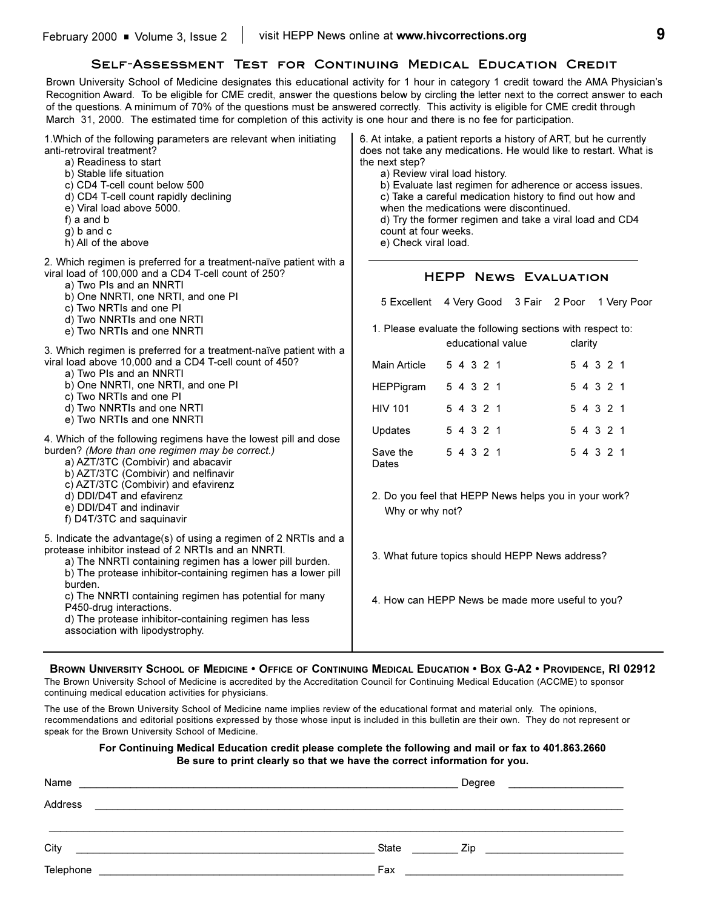## Self-Assessment Test for Continuing Medical Education Credit

Brown University School of Medicine designates this educational activity for 1 hour in category 1 credit toward the AMA Physician's Recognition Award. To be eligible for CME credit, answer the questions below by circling the letter next to the correct answer to each of the questions. A minimum of 70% of the questions must be answered correctly. This activity is eligible for CME credit through March 31, 2000. The estimated time for completion of this activity is one hour and there is no fee for participation.

1.Which of the following parameters are relevant when initiating anti-retroviral treatment?

a) Readiness to start
b) Stable life situation
c) CD4 T-cell count below 500
d) CD4 T-cell count rapidly declining
e) Viral load above 5000.
f) a and b
g) b and c
h) All of the above

2. Which regimen is preferred for a treatment-naïve patient with a viral load of 100,000 and a CD4 T-cell count of 250?

a) Two PIs and an NNRTI
b) One NNRTI, one NRTI, and one PI
c) Two NRTIs and one PI
d) Two NNRTIs and one NRTI
e) Two NRTIs and one NNRTI

3. Which regimen is preferred for a treatment-naïve patient with a viral load above 10,000 and a CD4 T-cell count of 450?

a) Two PIs and an NNRTI
b) One NNRTI, one NRTI, and one PI
c) Two NRTIs and one PI
d) Two NNRTIs and one NRTI
e) Two NRTIs and one NNRTI

4. Which of the following regimens have the lowest pill and dose burden? *(More than one regimen may be correct.)*

a) AZT/3TC (Combivir) and abacavir
b) AZT/3TC (Combivir) and nelfinavir
c) AZT/3TC (Combivir) and efavirenz
d) DDI/D4T and efavirenz
e) DDI/D4T and indinavir
f) D4T/3TC and saquinavir

5. Indicate the advantage(s) of using a regimen of 2 NRTIs and a protease inhibitor instead of 2 NRTIs and an NNRTI.

a) The NNRTI containing regimen has a lower pill burden.
b) The protease inhibitor-containing regimen has a lower pill burden.
c) The NNRTI containing regimen has potential for many P450-drug interactions.
d) The protease inhibitor-containing regimen has less association with lipodystrophy.

6. At intake, a patient reports a history of ART, but he currently does not take any medications. He would like to restart. What is the next step?

a) Review viral load history.
b) Evaluate last regimen for adherence or access issues.
c) Take a careful medication history to find out how and when the medications were discontinued.
d) Try the former regimen and take a viral load and CD4 count at four weeks.
e) Check viral load.

## HEPP News Evaluation

5 Excellent 4 Very Good 3 Fair 2 Poor 1 Very Poor

1. Please evaluate the following sections with respect to:

| | educational value | clarity |
|---|---|---|
| Main Article | 5 4 3 2 1 | 5 4 3 2 1 |
| HEPPigram | 5 4 3 2 1 | 5 4 3 2 1 |
| HIV 101 | 5 4 3 2 1 | 5 4 3 2 1 |
| Updates | 5 4 3 2 1 | 5 4 3 2 1 |
| Save the Dates | 5 4 3 2 1 | 5 4 3 2 1 |

2. Do you feel that HEPP News helps you in your work? Why or why not?

3. What future topics should HEPP News address?

4. How can HEPP News be made more useful to you?

---

**Brown University School of Medicine • Office of Continuing Medical Education • Box G-A2 • Providence, RI 02912**

The Brown University School of Medicine is accredited by the Accreditation Council for Continuing Medical Education (ACCME) to sponsor continuing medical education activities for physicians.

The use of the Brown University School of Medicine name implies review of the educational format and material only. The opinions, recommendations and editorial positions expressed by those whose input is included in this bulletin are their own. They do not represent or speak for the Brown University School of Medicine.

**For Continuing Medical Education credit please complete the following and mail or fax to 401.863.2660**
**Be sure to print clearly so that we have the correct information for you.**

Name ______________________________ Degree ______________

Address ______________________________________________

_____________________________________________________

City ______________________ State ________ Zip ______________

Telephone ______________________ Fax ______________________